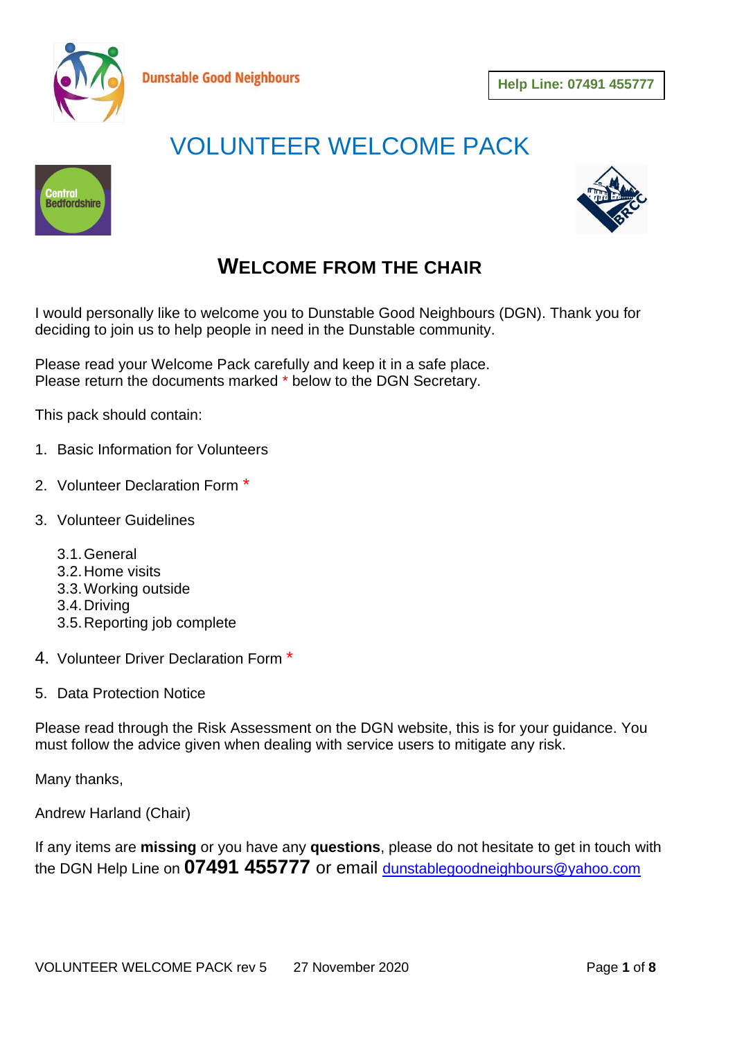Dunstable Good Neighbours

**Help Line: 07491 455777**

# VOLUNTEER WELCOME PACK

## WELCOME FROM THE CHAIR

I would personally like to welcome you to Dunstable Good Neighbours (DGN). Thank you for deciding to join us to help people in need in the Dunstable community.

Please read your Welcome Pack carefully and keep it in a safe place.
Please return the documents marked * below to the DGN Secretary.

This pack should contain:

1. Basic Information for Volunteers
2. Volunteer Declaration Form *
3. Volunteer Guidelines
   - 3.1. General
   - 3.2. Home visits
   - 3.3. Working outside
   - 3.4. Driving
   - 3.5. Reporting job complete
4. Volunteer Driver Declaration Form *
5. Data Protection Notice

Please read through the Risk Assessment on the DGN website, this is for your guidance. You must follow the advice given when dealing with service users to mitigate any risk.

Many thanks,

Andrew Harland (Chair)

If any items are **missing** or you have any **questions**, please do not hesitate to get in touch with the DGN Help Line on **07491 455777** or email dunstablegoodneighbours@yahoo.com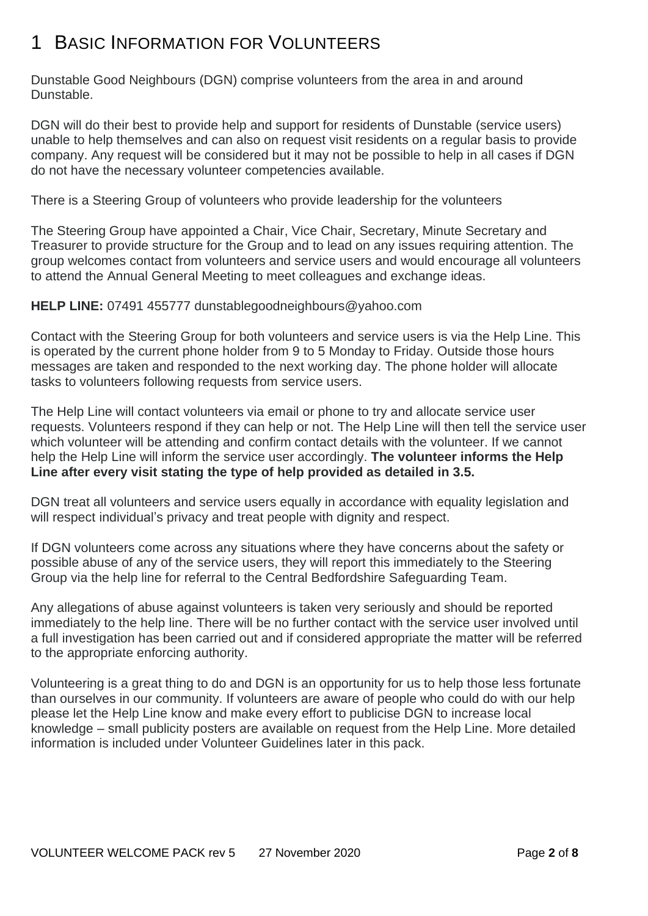# 1 Basic Information for Volunteers

Dunstable Good Neighbours (DGN) comprise volunteers from the area in and around Dunstable.

DGN will do their best to provide help and support for residents of Dunstable (service users) unable to help themselves and can also on request visit residents on a regular basis to provide company. Any request will be considered but it may not be possible to help in all cases if DGN do not have the necessary volunteer competencies available.

There is a Steering Group of volunteers who provide leadership for the volunteers

The Steering Group have appointed a Chair, Vice Chair, Secretary, Minute Secretary and Treasurer to provide structure for the Group and to lead on any issues requiring attention. The group welcomes contact from volunteers and service users and would encourage all volunteers to attend the Annual General Meeting to meet colleagues and exchange ideas.

**HELP LINE:** 07491 455777 dunstablegoodneighbours@yahoo.com

Contact with the Steering Group for both volunteers and service users is via the Help Line. This is operated by the current phone holder from 9 to 5 Monday to Friday. Outside those hours messages are taken and responded to the next working day. The phone holder will allocate tasks to volunteers following requests from service users.

The Help Line will contact volunteers via email or phone to try and allocate service user requests. Volunteers respond if they can help or not. The Help Line will then tell the service user which volunteer will be attending and confirm contact details with the volunteer. If we cannot help the Help Line will inform the service user accordingly. **The volunteer informs the Help Line after every visit stating the type of help provided as detailed in 3.5.**

DGN treat all volunteers and service users equally in accordance with equality legislation and will respect individual's privacy and treat people with dignity and respect.

If DGN volunteers come across any situations where they have concerns about the safety or possible abuse of any of the service users, they will report this immediately to the Steering Group via the help line for referral to the Central Bedfordshire Safeguarding Team.

Any allegations of abuse against volunteers is taken very seriously and should be reported immediately to the help line. There will be no further contact with the service user involved until a full investigation has been carried out and if considered appropriate the matter will be referred to the appropriate enforcing authority.

Volunteering is a great thing to do and DGN is an opportunity for us to help those less fortunate than ourselves in our community. If volunteers are aware of people who could do with our help please let the Help Line know and make every effort to publicise DGN to increase local knowledge – small publicity posters are available on request from the Help Line. More detailed information is included under Volunteer Guidelines later in this pack.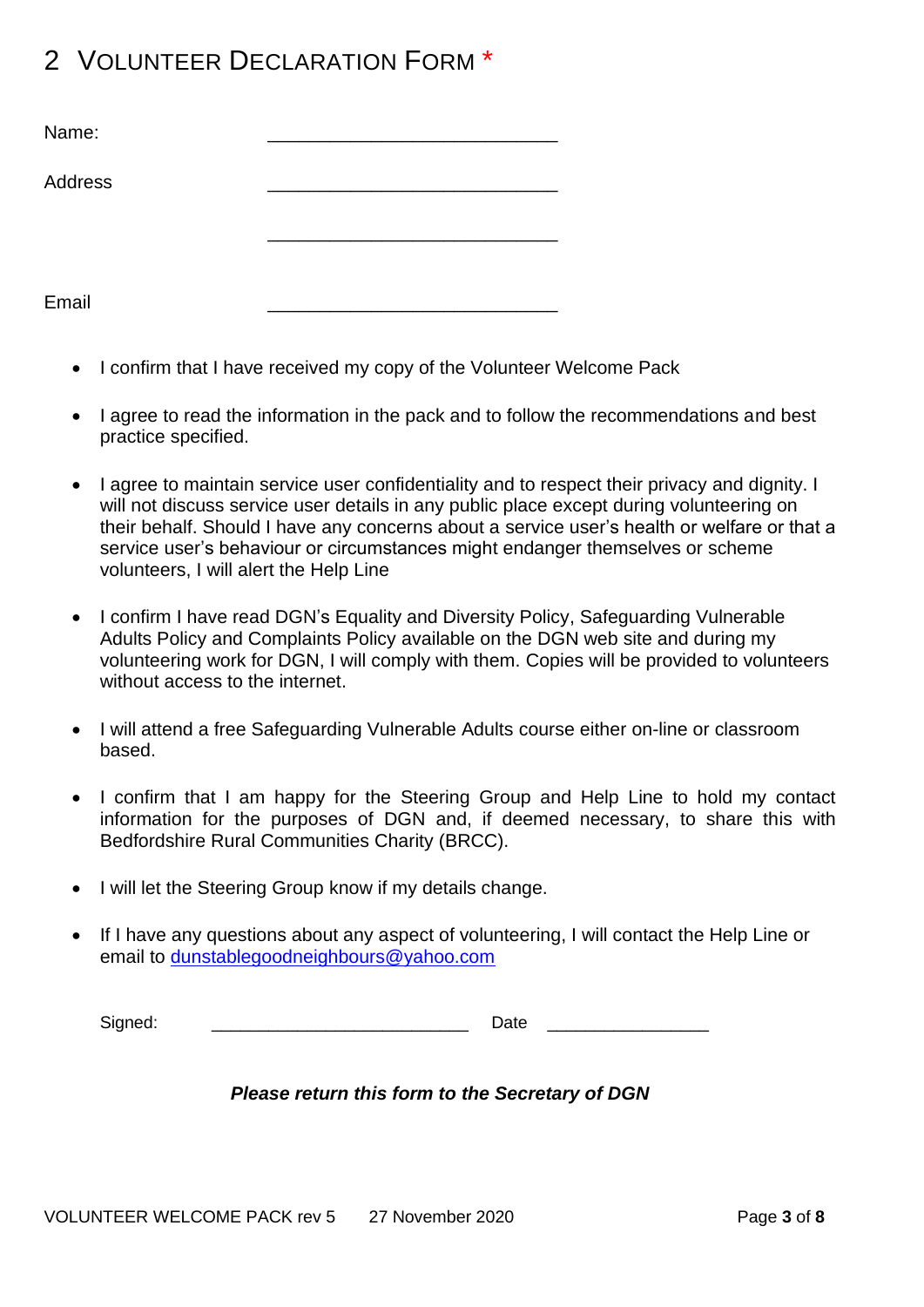# 2 Volunteer Declaration Form *

Name: ____________________________

Address ____________________________

____________________________

Email ____________________________

- I confirm that I have received my copy of the Volunteer Welcome Pack
- I agree to read the information in the pack and to follow the recommendations and best practice specified.
- I agree to maintain service user confidentiality and to respect their privacy and dignity. I will not discuss service user details in any public place except during volunteering on their behalf. Should I have any concerns about a service user's health or welfare or that a service user's behaviour or circumstances might endanger themselves or scheme volunteers, I will alert the Help Line
- I confirm I have read DGN's Equality and Diversity Policy, Safeguarding Vulnerable Adults Policy and Complaints Policy available on the DGN web site and during my volunteering work for DGN, I will comply with them. Copies will be provided to volunteers without access to the internet.
- I will attend a free Safeguarding Vulnerable Adults course either on-line or classroom based.
- I confirm that I am happy for the Steering Group and Help Line to hold my contact information for the purposes of DGN and, if deemed necessary, to share this with Bedfordshire Rural Communities Charity (BRCC).
- I will let the Steering Group know if my details change.
- If I have any questions about any aspect of volunteering, I will contact the Help Line or email to dunstablegoodneighbours@yahoo.com

Signed: ____________________________ Date __________________

***Please return this form to the Secretary of DGN***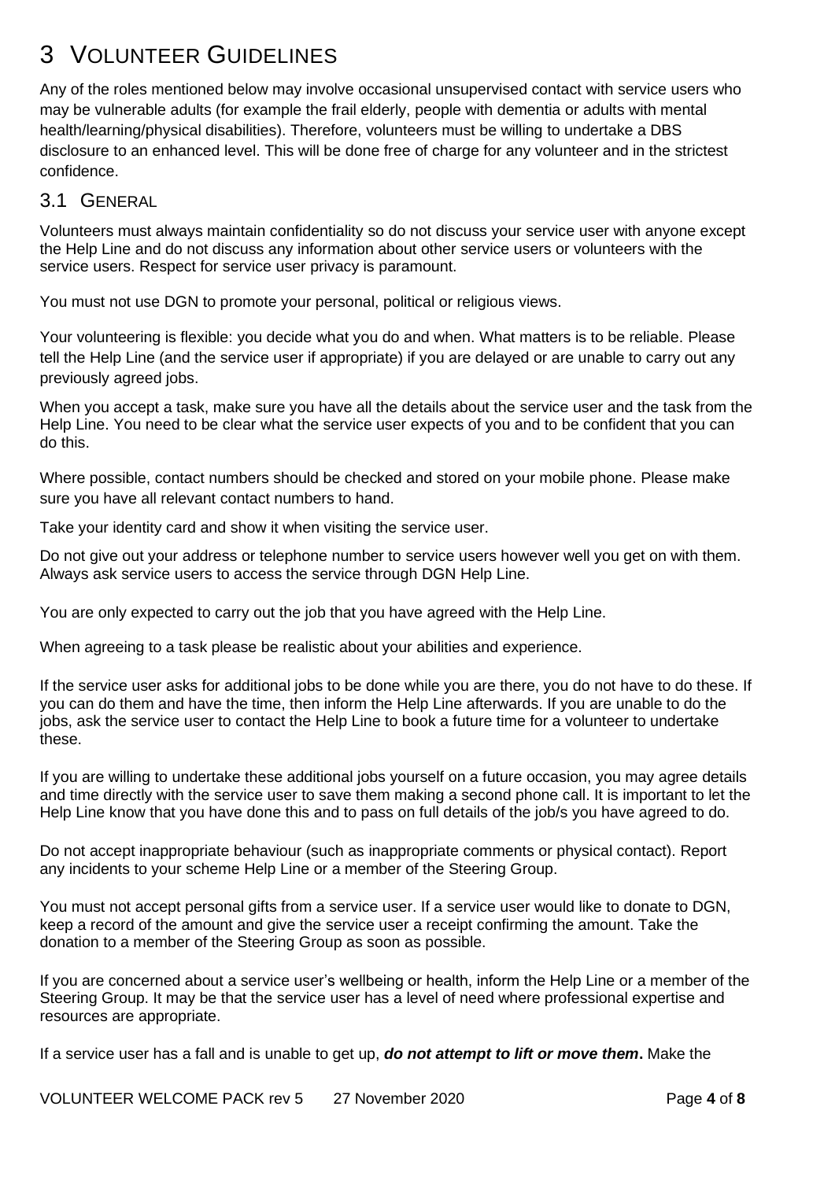# 3 VOLUNTEER GUIDELINES

Any of the roles mentioned below may involve occasional unsupervised contact with service users who may be vulnerable adults (for example the frail elderly, people with dementia or adults with mental health/learning/physical disabilities). Therefore, volunteers must be willing to undertake a DBS disclosure to an enhanced level. This will be done free of charge for any volunteer and in the strictest confidence.

## 3.1 GENERAL

Volunteers must always maintain confidentiality so do not discuss your service user with anyone except the Help Line and do not discuss any information about other service users or volunteers with the service users. Respect for service user privacy is paramount.

You must not use DGN to promote your personal, political or religious views.

Your volunteering is flexible: you decide what you do and when. What matters is to be reliable. Please tell the Help Line (and the service user if appropriate) if you are delayed or are unable to carry out any previously agreed jobs.

When you accept a task, make sure you have all the details about the service user and the task from the Help Line. You need to be clear what the service user expects of you and to be confident that you can do this.

Where possible, contact numbers should be checked and stored on your mobile phone. Please make sure you have all relevant contact numbers to hand.

Take your identity card and show it when visiting the service user.

Do not give out your address or telephone number to service users however well you get on with them. Always ask service users to access the service through DGN Help Line.

You are only expected to carry out the job that you have agreed with the Help Line.

When agreeing to a task please be realistic about your abilities and experience.

If the service user asks for additional jobs to be done while you are there, you do not have to do these. If you can do them and have the time, then inform the Help Line afterwards. If you are unable to do the jobs, ask the service user to contact the Help Line to book a future time for a volunteer to undertake these.

If you are willing to undertake these additional jobs yourself on a future occasion, you may agree details and time directly with the service user to save them making a second phone call. It is important to let the Help Line know that you have done this and to pass on full details of the job/s you have agreed to do.

Do not accept inappropriate behaviour (such as inappropriate comments or physical contact). Report any incidents to your scheme Help Line or a member of the Steering Group.

You must not accept personal gifts from a service user. If a service user would like to donate to DGN, keep a record of the amount and give the service user a receipt confirming the amount. Take the donation to a member of the Steering Group as soon as possible.

If you are concerned about a service user's wellbeing or health, inform the Help Line or a member of the Steering Group. It may be that the service user has a level of need where professional expertise and resources are appropriate.

If a service user has a fall and is unable to get up, ***do not attempt to lift or move them*****.** Make the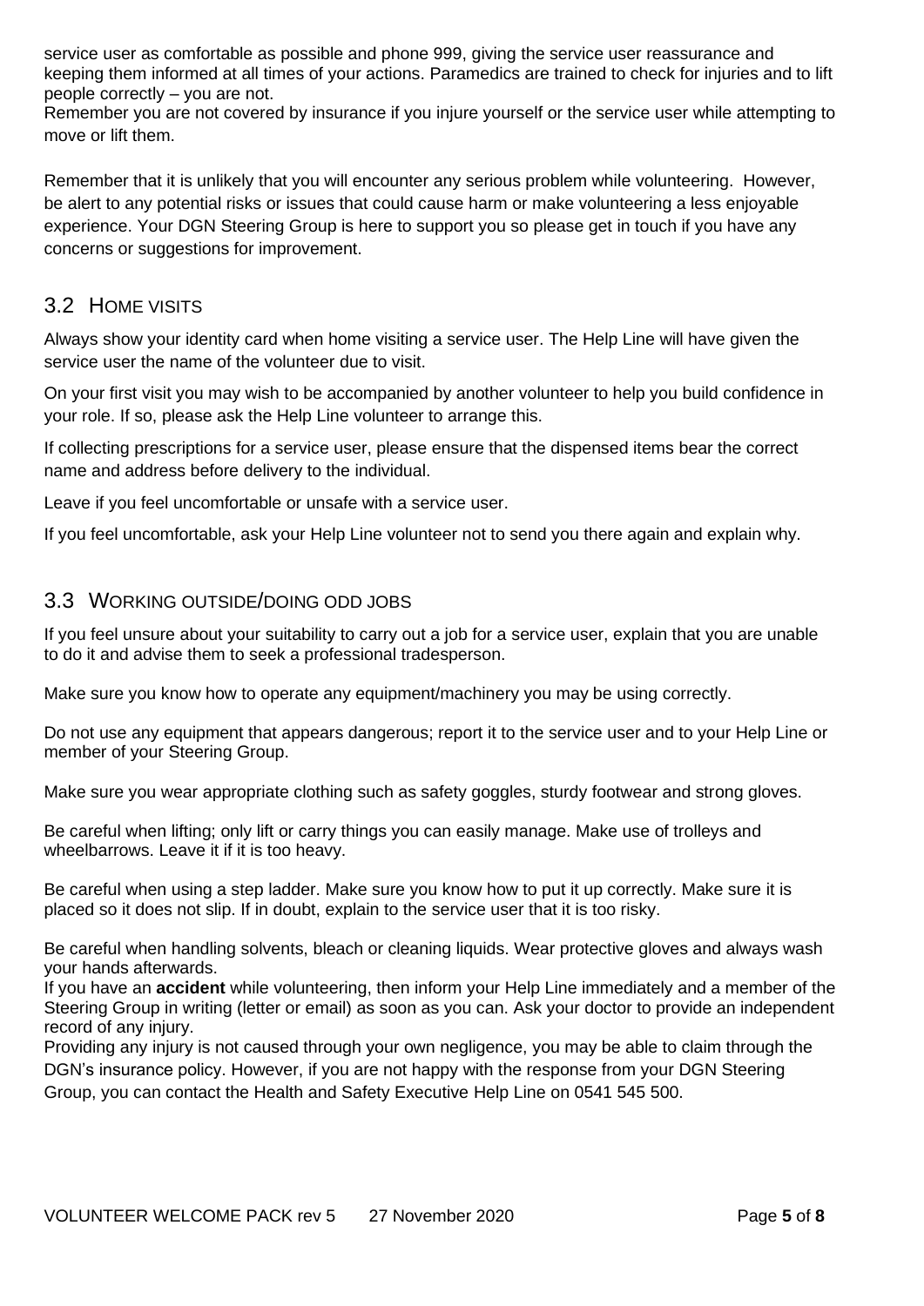service user as comfortable as possible and phone 999, giving the service user reassurance and keeping them informed at all times of your actions. Paramedics are trained to check for injuries and to lift people correctly – you are not.
Remember you are not covered by insurance if you injure yourself or the service user while attempting to move or lift them.

Remember that it is unlikely that you will encounter any serious problem while volunteering. However, be alert to any potential risks or issues that could cause harm or make volunteering a less enjoyable experience. Your DGN Steering Group is here to support you so please get in touch if you have any concerns or suggestions for improvement.

## 3.2 Home visits

Always show your identity card when home visiting a service user. The Help Line will have given the service user the name of the volunteer due to visit.

On your first visit you may wish to be accompanied by another volunteer to help you build confidence in your role. If so, please ask the Help Line volunteer to arrange this.

If collecting prescriptions for a service user, please ensure that the dispensed items bear the correct name and address before delivery to the individual.

Leave if you feel uncomfortable or unsafe with a service user.

If you feel uncomfortable, ask your Help Line volunteer not to send you there again and explain why.

## 3.3 Working outside/doing odd jobs

If you feel unsure about your suitability to carry out a job for a service user, explain that you are unable to do it and advise them to seek a professional tradesperson.

Make sure you know how to operate any equipment/machinery you may be using correctly.

Do not use any equipment that appears dangerous; report it to the service user and to your Help Line or member of your Steering Group.

Make sure you wear appropriate clothing such as safety goggles, sturdy footwear and strong gloves.

Be careful when lifting; only lift or carry things you can easily manage. Make use of trolleys and wheelbarrows. Leave it if it is too heavy.

Be careful when using a step ladder. Make sure you know how to put it up correctly. Make sure it is placed so it does not slip. If in doubt, explain to the service user that it is too risky.

Be careful when handling solvents, bleach or cleaning liquids. Wear protective gloves and always wash your hands afterwards.
If you have an **accident** while volunteering, then inform your Help Line immediately and a member of the Steering Group in writing (letter or email) as soon as you can. Ask your doctor to provide an independent record of any injury.
Providing any injury is not caused through your own negligence, you may be able to claim through the DGN's insurance policy. However, if you are not happy with the response from your DGN Steering Group, you can contact the Health and Safety Executive Help Line on 0541 545 500.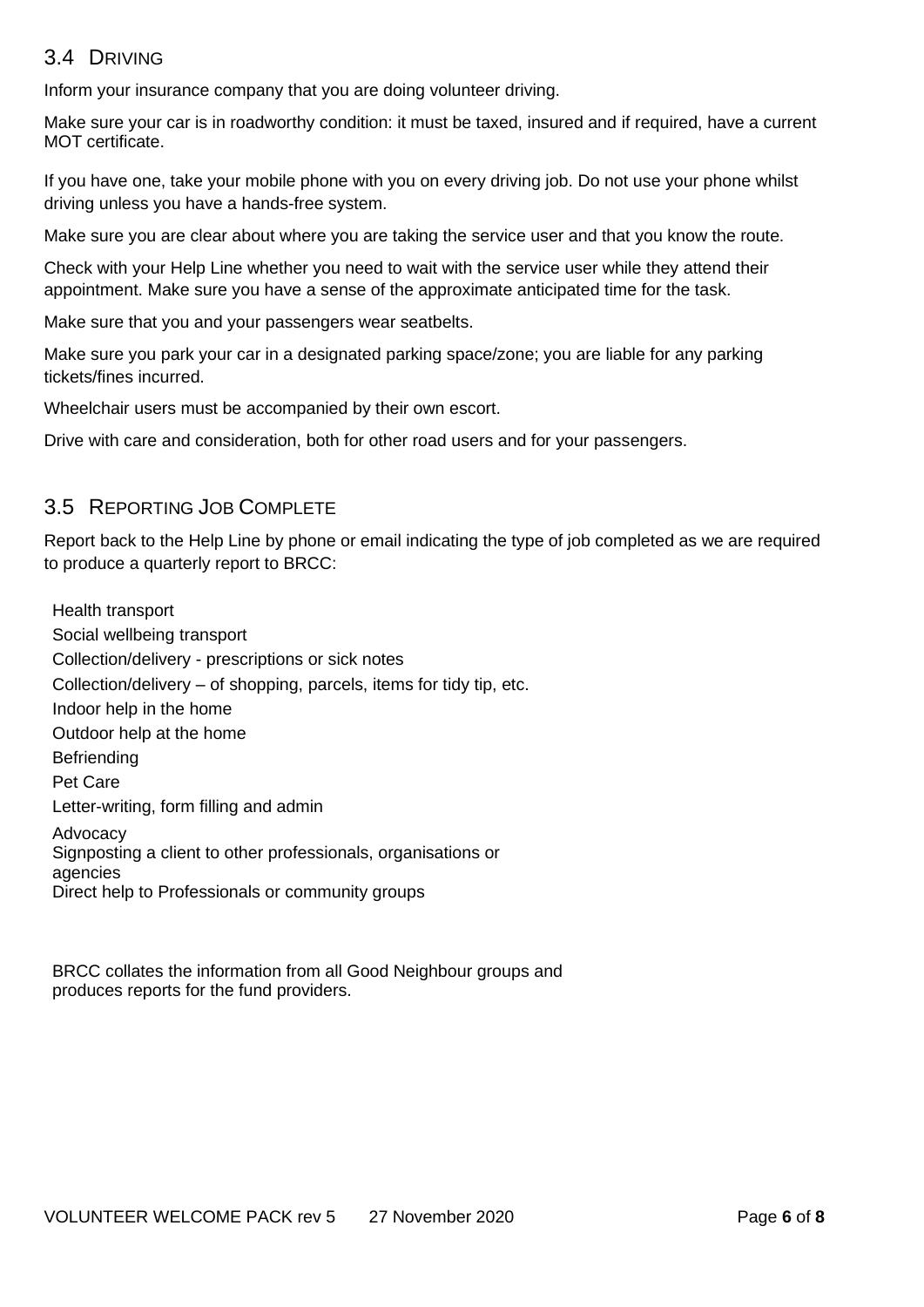## 3.4 Driving

Inform your insurance company that you are doing volunteer driving.

Make sure your car is in roadworthy condition: it must be taxed, insured and if required, have a current MOT certificate.

If you have one, take your mobile phone with you on every driving job. Do not use your phone whilst driving unless you have a hands-free system.

Make sure you are clear about where you are taking the service user and that you know the route.

Check with your Help Line whether you need to wait with the service user while they attend their appointment. Make sure you have a sense of the approximate anticipated time for the task.

Make sure that you and your passengers wear seatbelts.

Make sure you park your car in a designated parking space/zone; you are liable for any parking tickets/fines incurred.

Wheelchair users must be accompanied by their own escort.

Drive with care and consideration, both for other road users and for your passengers.

## 3.5 Reporting Job Complete

Report back to the Help Line by phone or email indicating the type of job completed as we are required to produce a quarterly report to BRCC:

- Health transport
- Social wellbeing transport
- Collection/delivery - prescriptions or sick notes
- Collection/delivery – of shopping, parcels, items for tidy tip, etc.
- Indoor help in the home
- Outdoor help at the home
- Befriending
- Pet Care
- Letter-writing, form filling and admin
- Advocacy
- Signposting a client to other professionals, organisations or agencies
- Direct help to Professionals or community groups

BRCC collates the information from all Good Neighbour groups and produces reports for the fund providers.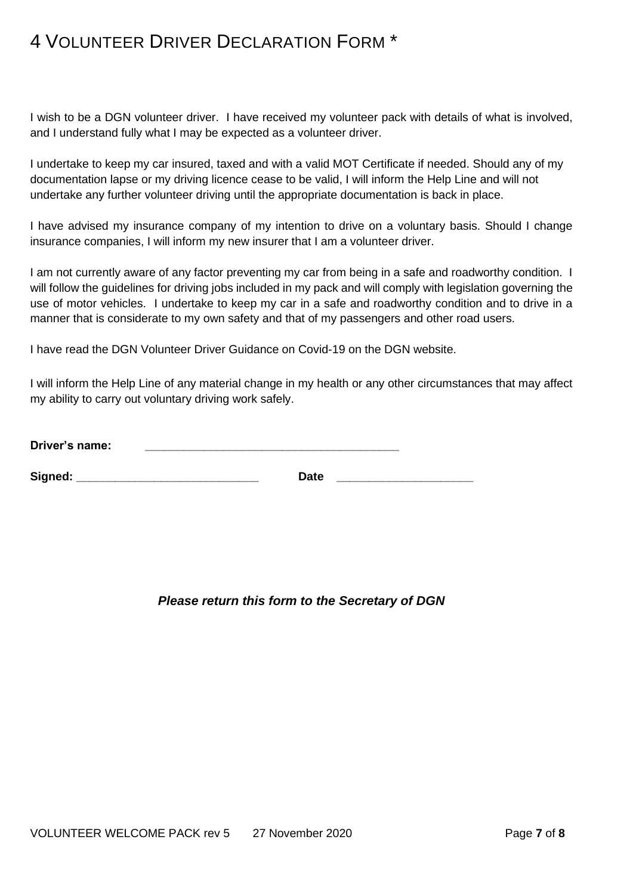# 4 VOLUNTEER DRIVER DECLARATION FORM *

I wish to be a DGN volunteer driver. I have received my volunteer pack with details of what is involved, and I understand fully what I may be expected as a volunteer driver.

I undertake to keep my car insured, taxed and with a valid MOT Certificate if needed. Should any of my documentation lapse or my driving licence cease to be valid, I will inform the Help Line and will not undertake any further volunteer driving until the appropriate documentation is back in place.

I have advised my insurance company of my intention to drive on a voluntary basis. Should I change insurance companies, I will inform my new insurer that I am a volunteer driver.

I am not currently aware of any factor preventing my car from being in a safe and roadworthy condition. I will follow the guidelines for driving jobs included in my pack and will comply with legislation governing the use of motor vehicles. I undertake to keep my car in a safe and roadworthy condition and to drive in a manner that is considerate to my own safety and that of my passengers and other road users.

I have read the DGN Volunteer Driver Guidance on Covid-19 on the DGN website.

I will inform the Help Line of any material change in my health or any other circumstances that may affect my ability to carry out voluntary driving work safely.

**Driver's name:** ________________________________________

**Signed:** ____________________________ **Date** _____________________

***Please return this form to the Secretary of DGN***

VOLUNTEER WELCOME PACK rev 5 27 November 2020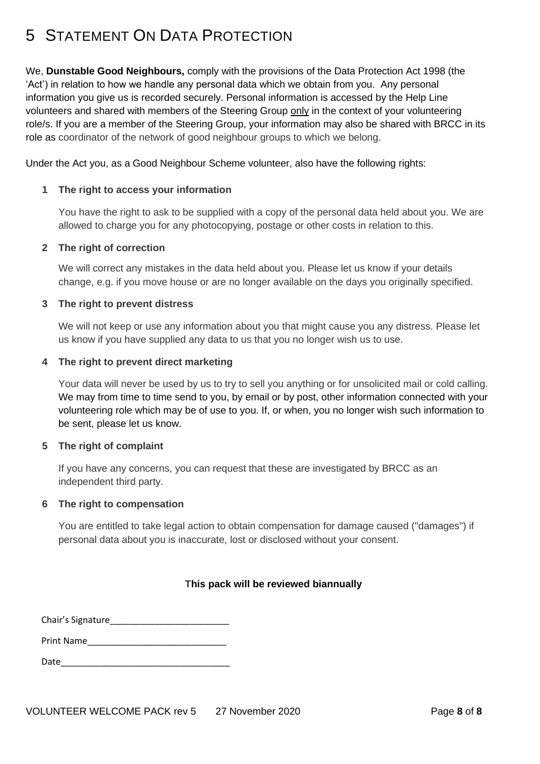# 5 STATEMENT ON DATA PROTECTION

We, **Dunstable Good Neighbours,** comply with the provisions of the Data Protection Act 1998 (the 'Act') in relation to how we handle any personal data which we obtain from you. Any personal information you give us is recorded securely. Personal information is accessed by the Help Line volunteers and shared with members of the Steering Group only in the context of your volunteering role/s. If you are a member of the Steering Group, your information may also be shared with BRCC in its role as coordinator of the network of good neighbour groups to which we belong.

Under the Act you, as a Good Neighbour Scheme volunteer, also have the following rights:

**1 The right to access your information**

You have the right to ask to be supplied with a copy of the personal data held about you. We are allowed to charge you for any photocopying, postage or other costs in relation to this.

**2 The right of correction**

We will correct any mistakes in the data held about you. Please let us know if your details change, e.g. if you move house or are no longer available on the days you originally specified.

**3 The right to prevent distress**

We will not keep or use any information about you that might cause you any distress. Please let us know if you have supplied any data to us that you no longer wish us to use.

**4 The right to prevent direct marketing**

Your data will never be used by us to try to sell you anything or for unsolicited mail or cold calling. We may from time to time send to you, by email or by post, other information connected with your volunteering role which may be of use to you. If, or when, you no longer wish such information to be sent, please let us know.

**5 The right of complaint**

If you have any concerns, you can request that these are investigated by BRCC as an independent third party.

**6 The right to compensation**

You are entitled to take legal action to obtain compensation for damage caused ("damages") if personal data about you is inaccurate, lost or disclosed without your consent.

**This pack will be reviewed biannually**

Chair's Signature________________________

Print Name____________________________

Date__________________________________

VOLUNTEER WELCOME PACK rev 5 27 November 2020